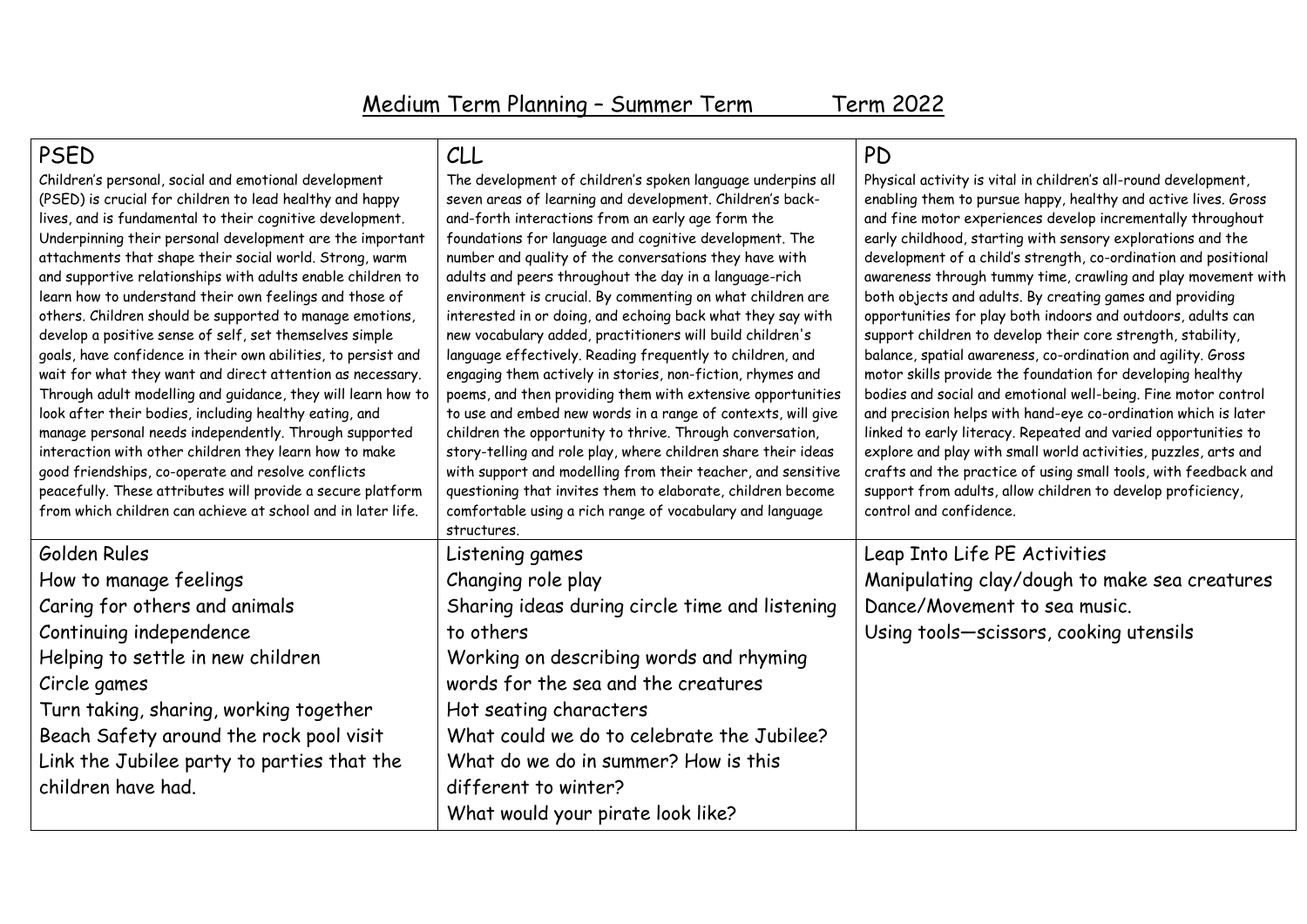# Medium Term Planning – Summer Term Term 2022

| PSED | CLL | PD |
|---|---|---|
| Children's personal, social and emotional development (PSED) is crucial for children to lead healthy and happy lives, and is fundamental to their cognitive development. Underpinning their personal development are the important attachments that shape their social world. Strong, warm and supportive relationships with adults enable children to learn how to understand their own feelings and those of others. Children should be supported to manage emotions, develop a positive sense of self, set themselves simple goals, have confidence in their own abilities, to persist and wait for what they want and direct attention as necessary. Through adult modelling and guidance, they will learn how to look after their bodies, including healthy eating, and manage personal needs independently. Through supported interaction with other children they learn how to make good friendships, co-operate and resolve conflicts peacefully. These attributes will provide a secure platform from which children can achieve at school and in later life. | The development of children's spoken language underpins all seven areas of learning and development. Children's back-and-forth interactions from an early age form the foundations for language and cognitive development. The number and quality of the conversations they have with adults and peers throughout the day in a language-rich environment is crucial. By commenting on what children are interested in or doing, and echoing back what they say with new vocabulary added, practitioners will build children's language effectively. Reading frequently to children, and engaging them actively in stories, non-fiction, rhymes and poems, and then providing them with extensive opportunities to use and embed new words in a range of contexts, will give children the opportunity to thrive. Through conversation, story-telling and role play, where children share their ideas with support and modelling from their teacher, and sensitive questioning that invites them to elaborate, children become comfortable using a rich range of vocabulary and language structures. | Physical activity is vital in children's all-round development, enabling them to pursue happy, healthy and active lives. Gross and fine motor experiences develop incrementally throughout early childhood, starting with sensory explorations and the development of a child's strength, co-ordination and positional awareness through tummy time, crawling and play movement with both objects and adults. By creating games and providing opportunities for play both indoors and outdoors, adults can support children to develop their core strength, stability, balance, spatial awareness, co-ordination and agility. Gross motor skills provide the foundation for developing healthy bodies and social and emotional well-being. Fine motor control and precision helps with hand-eye co-ordination which is later linked to early literacy. Repeated and varied opportunities to explore and play with small world activities, puzzles, arts and crafts and the practice of using small tools, with feedback and support from adults, allow children to develop proficiency, control and confidence. |
| Golden Rules<br>How to manage feelings<br>Caring for others and animals<br>Continuing independence<br>Helping to settle in new children<br>Circle games<br>Turn taking, sharing, working together<br>Beach Safety around the rock pool visit<br>Link the Jubilee party to parties that the children have had. | Listening games<br>Changing role play<br>Sharing ideas during circle time and listening to others<br>Working on describing words and rhyming words for the sea and the creatures<br>Hot seating characters<br>What could we do to celebrate the Jubilee?<br>What do we do in summer? How is this different to winter?<br>What would your pirate look like? | Leap Into Life PE Activities<br>Manipulating clay/dough to make sea creatures<br>Dance/Movement to sea music.<br>Using tools—scissors, cooking utensils |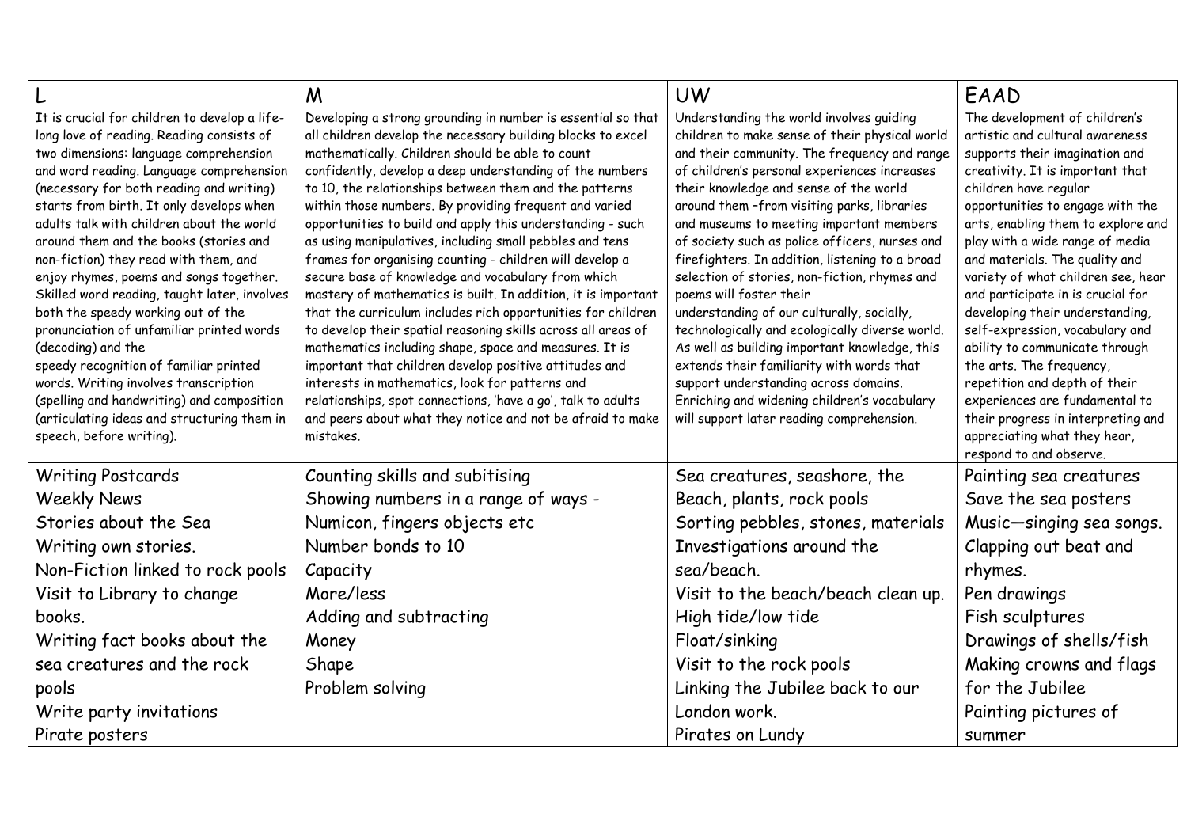| L | M | UW | EAAD |
|---|---|---|---|
| It is crucial for children to develop a life-long love of reading. Reading consists of two dimensions: language comprehension and word reading. Language comprehension (necessary for both reading and writing) starts from birth. It only develops when adults talk with children about the world around them and the books (stories and non-fiction) they read with them, and enjoy rhymes, poems and songs together. Skilled word reading, taught later, involves both the speedy working out of the pronunciation of unfamiliar printed words (decoding) and the speedy recognition of familiar printed words. Writing involves transcription (spelling and handwriting) and composition (articulating ideas and structuring them in speech, before writing). | Developing a strong grounding in number is essential so that all children develop the necessary building blocks to excel mathematically. Children should be able to count confidently, develop a deep understanding of the numbers to 10, the relationships between them and the patterns within those numbers. By providing frequent and varied opportunities to build and apply this understanding - such as using manipulatives, including small pebbles and tens frames for organising counting - children will develop a secure base of knowledge and vocabulary from which mastery of mathematics is built. In addition, it is important that the curriculum includes rich opportunities for children to develop their spatial reasoning skills across all areas of mathematics including shape, space and measures. It is important that children develop positive attitudes and interests in mathematics, look for patterns and relationships, spot connections, 'have a go', talk to adults and peers about what they notice and not be afraid to make mistakes. | Understanding the world involves guiding children to make sense of their physical world and their community. The frequency and range of children's personal experiences increases their knowledge and sense of the world around them –from visiting parks, libraries and museums to meeting important members of society such as police officers, nurses and firefighters. In addition, listening to a broad selection of stories, non-fiction, rhymes and poems will foster their understanding of our culturally, socially, technologically and ecologically diverse world. As well as building important knowledge, this extends their familiarity with words that support understanding across domains. Enriching and widening children's vocabulary will support later reading comprehension. | The development of children's artistic and cultural awareness supports their imagination and creativity. It is important that children have regular opportunities to engage with the arts, enabling them to explore and play with a wide range of media and materials. The quality and variety of what children see, hear and participate in is crucial for developing their understanding, self-expression, vocabulary and ability to communicate through the arts. The frequency, repetition and depth of their experiences are fundamental to their progress in interpreting and appreciating what they hear, respond to and observe. |
| Writing Postcards<br>Weekly News<br>Stories about the Sea<br>Writing own stories.<br>Non-Fiction linked to rock pools<br>Visit to Library to change books.<br>Writing fact books about the sea creatures and the rock pools<br>Write party invitations<br>Pirate posters | Counting skills and subitising<br>Showing numbers in a range of ways - Numicon, fingers objects etc<br>Number bonds to 10<br>Capacity<br>More/less<br>Adding and subtracting<br>Money<br>Shape<br>Problem solving | Sea creatures, seashore, the Beach, plants, rock pools<br>Sorting pebbles, stones, materials<br>Investigations around the sea/beach.<br>Visit to the beach/beach clean up.<br>High tide/low tide<br>Float/sinking<br>Visit to the rock pools<br>Linking the Jubilee back to our London work.<br>Pirates on Lundy | Painting sea creatures<br>Save the sea posters<br>Music—singing sea songs.<br>Clapping out beat and rhymes.<br>Pen drawings<br>Fish sculptures<br>Drawings of shells/fish<br>Making crowns and flags for the Jubilee<br>Painting pictures of summer |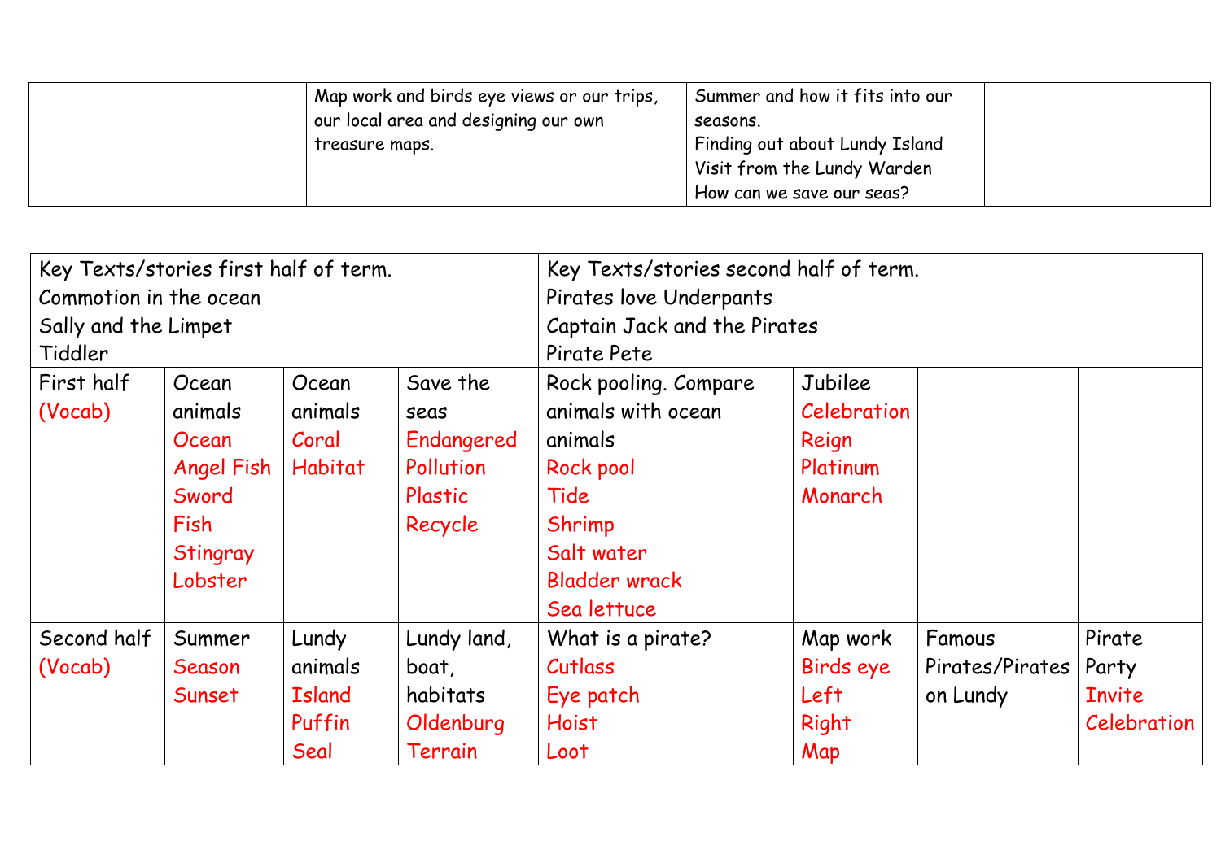|  | Map work and birds eye views or our trips, our local area and designing our own treasure maps. | Summer and how it fits into our seasons.<br>Finding out about Lundy Island<br>Visit from the Lundy Warden<br>How can we save our seas? |  |
|---|---|---|---|

| Key Texts/stories first half of term.<br>Commotion in the ocean<br>Sally and the Limpet<br>Tiddler | | | | Key Texts/stories second half of term.<br>Pirates love Underpants<br>Captain Jack and the Pirates<br>Pirate Pete | | | |
|---|---|---|---|---|---|---|---|
| First half (Vocab) | Ocean animals<br>Ocean<br>Angel Fish<br>Sword Fish<br>Stingray<br>Lobster | Ocean animals<br>Coral<br>Habitat | Save the seas<br>Endangered<br>Pollution<br>Plastic<br>Recycle | Rock pooling. Compare animals with ocean animals<br>Rock pool<br>Tide<br>Shrimp<br>Salt water<br>Bladder wrack<br>Sea lettuce | Jubilee<br>Celebration<br>Reign<br>Platinum<br>Monarch | | |
| Second half (Vocab) | Summer<br>Season<br>Sunset | Lundy animals<br>Island<br>Puffin<br>Seal | Lundy land, boat, habitats<br>Oldenburg<br>Terrain | What is a pirate?<br>Cutlass<br>Eye patch<br>Hoist<br>Loot | Map work<br>Birds eye<br>Left<br>Right<br>Map | Famous Pirates/Pirates on Lundy | Pirate Party<br>Invite<br>Celebration |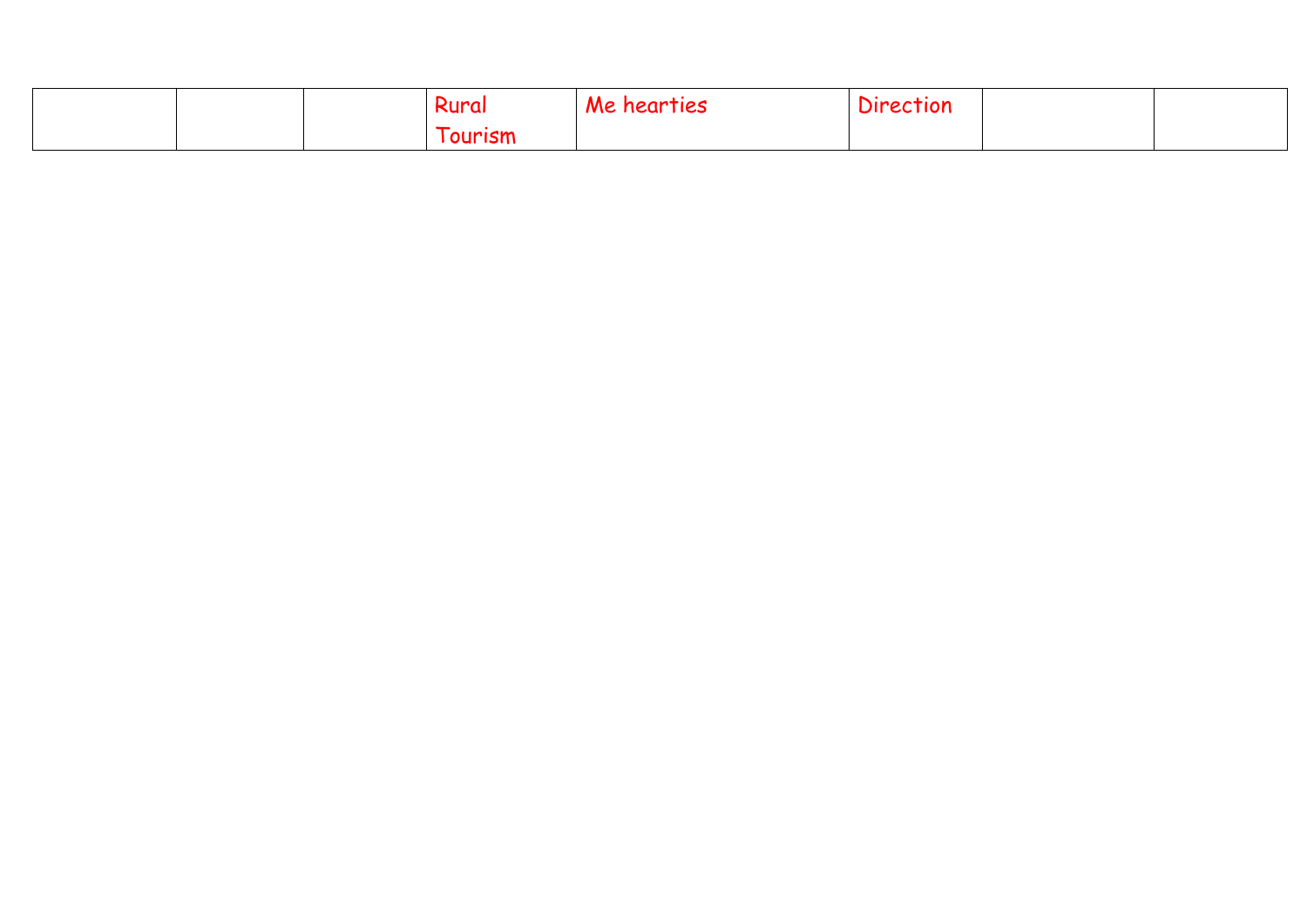| | | | | | | | |
|---|---|---|---|---|---|---|---|
| | | | Rural Tourism | Me hearties | Direction | | |